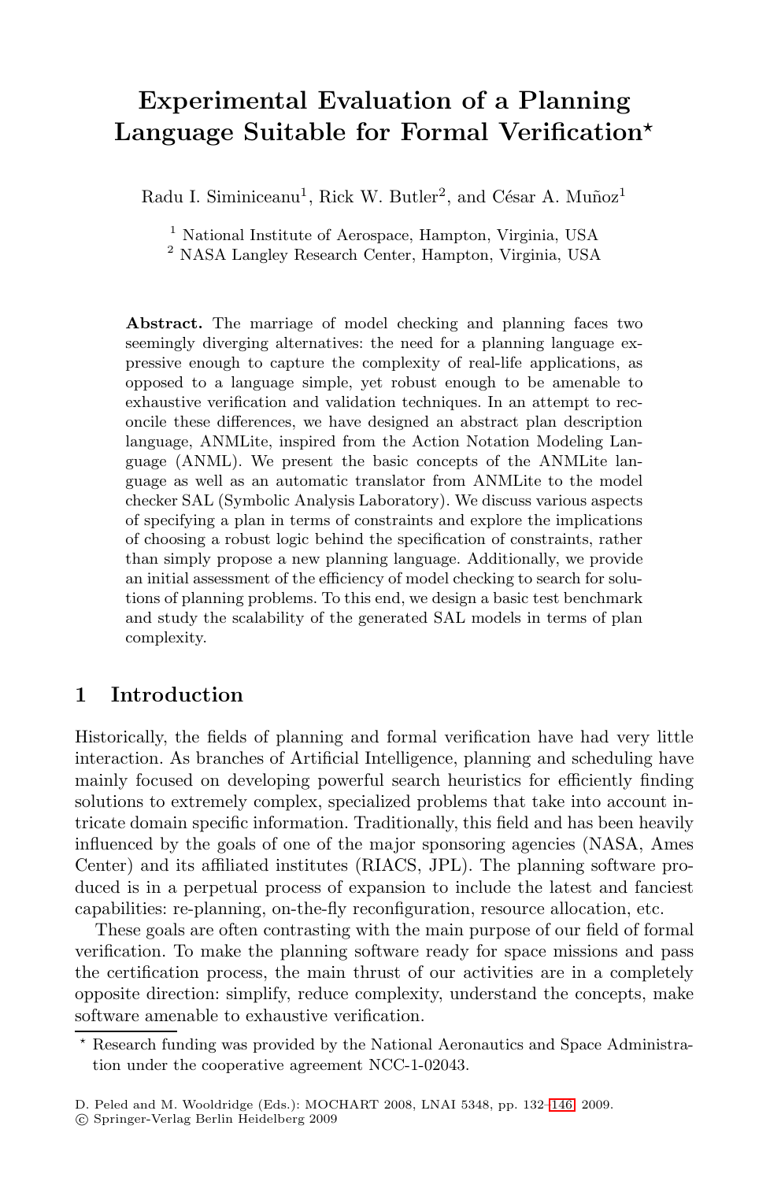# Experimental Evaluation of a Planning Language Suitable for Formal Verification*

Radu I. Siminiceanu[1], Rick W. Butler[2], and César A. Muñoz[1]

[1] National Institute of Aerospace, Hampton, Virginia, USA
[2] NASA Langley Research Center, Hampton, Virginia, USA

**Abstract.** The marriage of model checking and planning faces two seemingly diverging alternatives: the need for a planning language expressive enough to capture the complexity of real-life applications, as opposed to a language simple, yet robust enough to be amenable to exhaustive verification and validation techniques. In an attempt to reconcile these differences, we have designed an abstract plan description language, ANMLite, inspired from the Action Notation Modeling Language (ANML). We present the basic concepts of the ANMLite language as well as an automatic translator from ANMLite to the model checker SAL (Symbolic Analysis Laboratory). We discuss various aspects of specifying a plan in terms of constraints and explore the implications of choosing a robust logic behind the specification of constraints, rather than simply propose a new planning language. Additionally, we provide an initial assessment of the efficiency of model checking to search for solutions of planning problems. To this end, we design a basic test benchmark and study the scalability of the generated SAL models in terms of plan complexity.

## 1 Introduction

Historically, the fields of planning and formal verification have had very little interaction. As branches of Artificial Intelligence, planning and scheduling have mainly focused on developing powerful search heuristics for efficiently finding solutions to extremely complex, specialized problems that take into account intricate domain specific information. Traditionally, this field and has been heavily influenced by the goals of one of the major sponsoring agencies (NASA, Ames Center) and its affiliated institutes (RIACS, JPL). The planning software produced is in a perpetual process of expansion to include the latest and fanciest capabilities: re-planning, on-the-fly reconfiguration, resource allocation, etc.

These goals are often contrasting with the main purpose of our field of formal verification. To make the planning software ready for space missions and pass the certification process, the main thrust of our activities are in a completely opposite direction: simplify, reduce complexity, understand the concepts, make software amenable to exhaustive verification.

* Research funding was provided by the National Aeronautics and Space Administration under the cooperative agreement NCC-1-02043.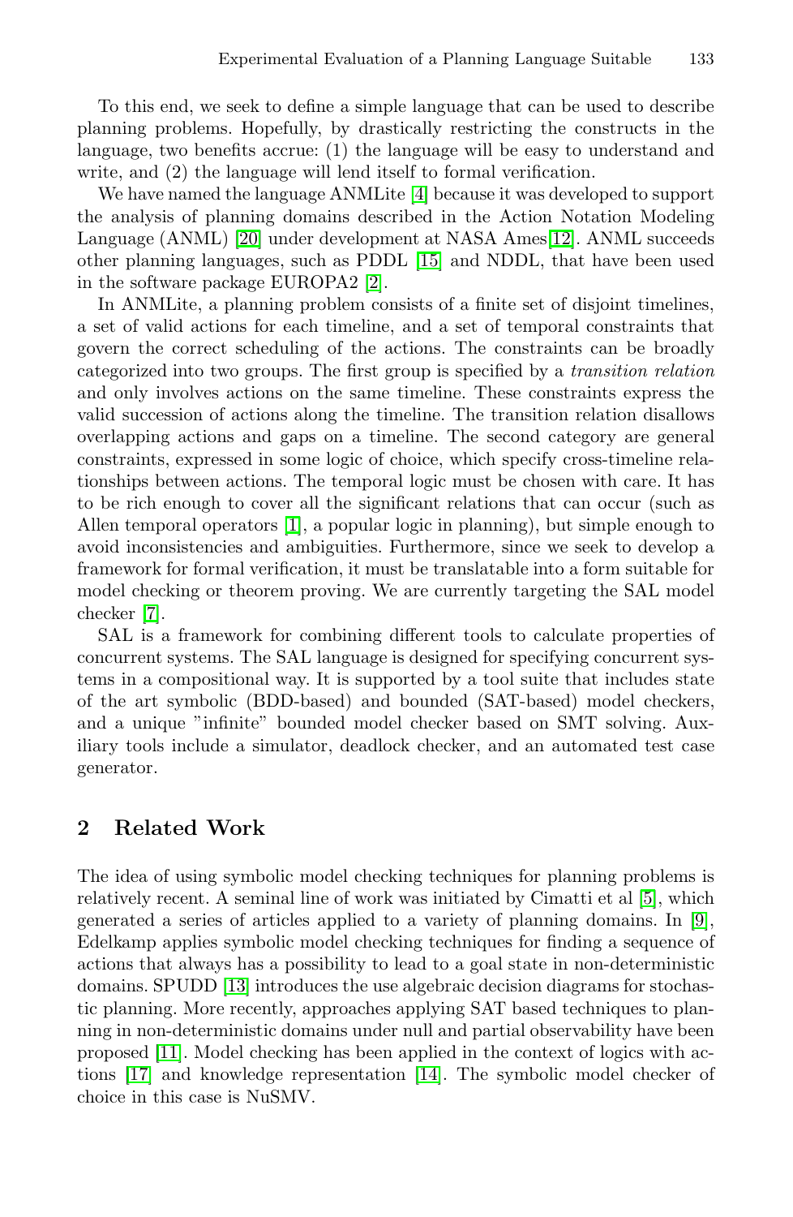To this end, we seek to define a simple language that can be used to describe planning problems. Hopefully, by drastically restricting the constructs in the language, two benefits accrue: (1) the language will be easy to understand and write, and (2) the language will lend itself to formal verification.

We have named the language ANMLite [4] because it was developed to support the analysis of planning domains described in the Action Notation Modeling Language (ANML) [20] under development at NASA Ames[12]. ANML succeeds other planning languages, such as PDDL [15] and NDDL, that have been used in the software package EUROPA2 [2].

In ANMLite, a planning problem consists of a finite set of disjoint timelines, a set of valid actions for each timeline, and a set of temporal constraints that govern the correct scheduling of the actions. The constraints can be broadly categorized into two groups. The first group is specified by a *transition relation* and only involves actions on the same timeline. These constraints express the valid succession of actions along the timeline. The transition relation disallows overlapping actions and gaps on a timeline. The second category are general constraints, expressed in some logic of choice, which specify cross-timeline relationships between actions. The temporal logic must be chosen with care. It has to be rich enough to cover all the significant relations that can occur (such as Allen temporal operators [1], a popular logic in planning), but simple enough to avoid inconsistencies and ambiguities. Furthermore, since we seek to develop a framework for formal verification, it must be translatable into a form suitable for model checking or theorem proving. We are currently targeting the SAL model checker [7].

SAL is a framework for combining different tools to calculate properties of concurrent systems. The SAL language is designed for specifying concurrent systems in a compositional way. It is supported by a tool suite that includes state of the art symbolic (BDD-based) and bounded (SAT-based) model checkers, and a unique "infinite" bounded model checker based on SMT solving. Auxiliary tools include a simulator, deadlock checker, and an automated test case generator.

## 2 Related Work

The idea of using symbolic model checking techniques for planning problems is relatively recent. A seminal line of work was initiated by Cimatti et al [5], which generated a series of articles applied to a variety of planning domains. In [9], Edelkamp applies symbolic model checking techniques for finding a sequence of actions that always has a possibility to lead to a goal state in non-deterministic domains. SPUDD [13] introduces the use algebraic decision diagrams for stochastic planning. More recently, approaches applying SAT based techniques to planning in non-deterministic domains under null and partial observability have been proposed [11]. Model checking has been applied in the context of logics with actions [17] and knowledge representation [14]. The symbolic model checker of choice in this case is NuSMV.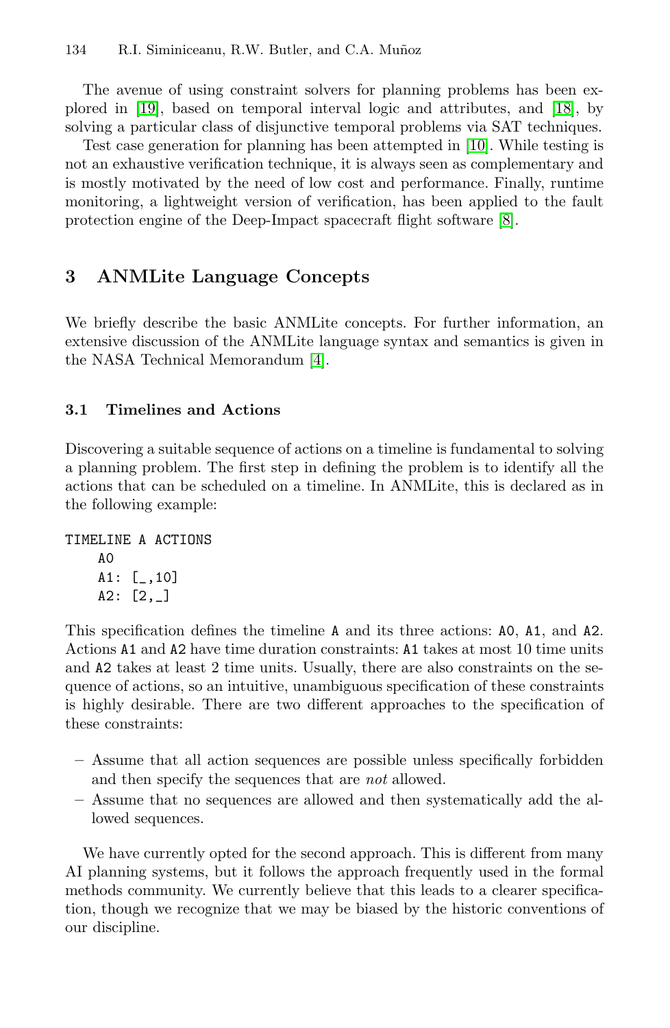The avenue of using constraint solvers for planning problems has been explored in [19], based on temporal interval logic and attributes, and [18], by solving a particular class of disjunctive temporal problems via SAT techniques.

Test case generation for planning has been attempted in [10]. While testing is not an exhaustive verification technique, it is always seen as complementary and is mostly motivated by the need of low cost and performance. Finally, runtime monitoring, a lightweight version of verification, has been applied to the fault protection engine of the Deep-Impact spacecraft flight software [8].

## 3 ANMLite Language Concepts

We briefly describe the basic ANMLite concepts. For further information, an extensive discussion of the ANMLite language syntax and semantics is given in the NASA Technical Memorandum [4].

### 3.1 Timelines and Actions

Discovering a suitable sequence of actions on a timeline is fundamental to solving a planning problem. The first step in defining the problem is to identify all the actions that can be scheduled on a timeline. In ANMLite, this is declared as in the following example:

```
TIMELINE A ACTIONS
    A0
    A1: [_,10]
    A2: [2,_]
```

This specification defines the timeline `A` and its three actions: `A0`, `A1`, and `A2`. Actions `A1` and `A2` have time duration constraints: `A1` takes at most 10 time units and `A2` takes at least 2 time units. Usually, there are also constraints on the sequence of actions, so an intuitive, unambiguous specification of these constraints is highly desirable. There are two different approaches to the specification of these constraints:

- Assume that all action sequences are possible unless specifically forbidden and then specify the sequences that are *not* allowed.
- Assume that no sequences are allowed and then systematically add the allowed sequences.

We have currently opted for the second approach. This is different from many AI planning systems, but it follows the approach frequently used in the formal methods community. We currently believe that this leads to a clearer specification, though we recognize that we may be biased by the historic conventions of our discipline.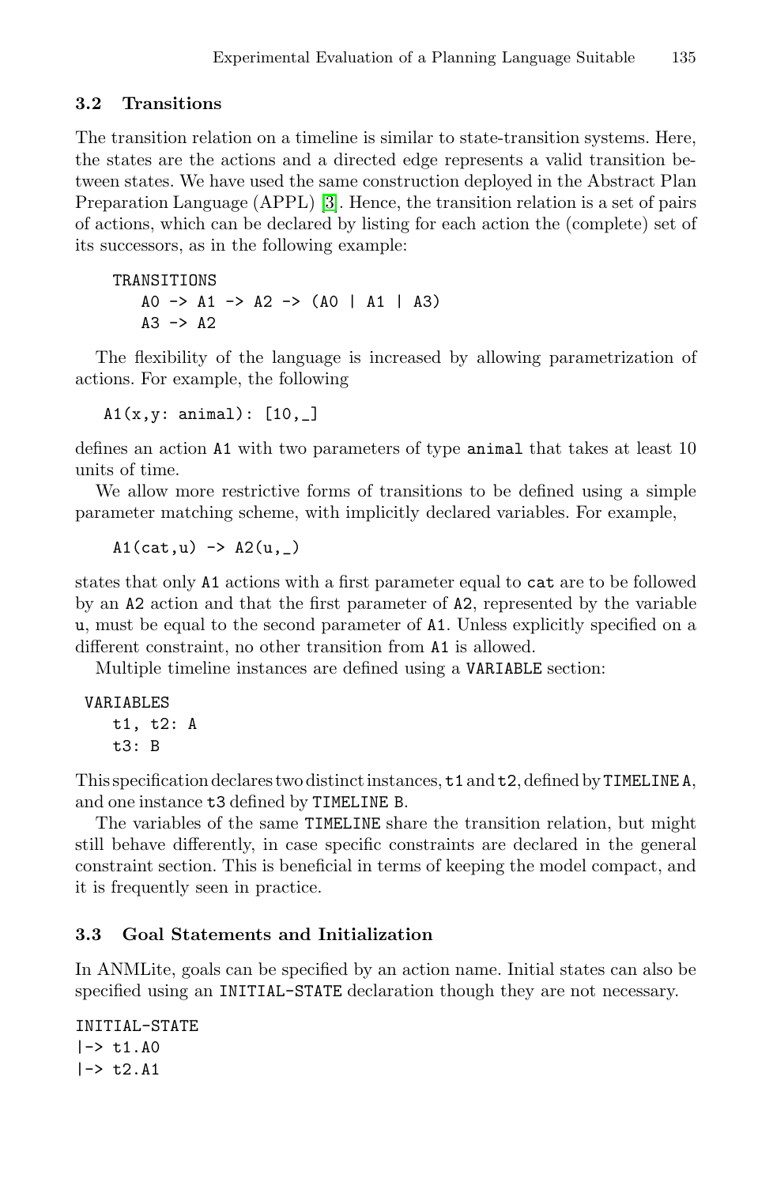### 3.2 Transitions

The transition relation on a timeline is similar to state-transition systems. Here, the states are the actions and a directed edge represents a valid transition between states. We have used the same construction deployed in the Abstract Plan Preparation Language (APPL) [3]. Hence, the transition relation is a set of pairs of actions, which can be declared by listing for each action the (complete) set of its successors, as in the following example:

```
TRANSITIONS
   A0 -> A1 -> A2 -> (A0 | A1 | A3)
   A3 -> A2
```

The flexibility of the language is increased by allowing parametrization of actions. For example, the following

```
A1(x,y: animal): [10,_]
```

defines an action `A1` with two parameters of type `animal` that takes at least 10 units of time.

We allow more restrictive forms of transitions to be defined using a simple parameter matching scheme, with implicitly declared variables. For example,

```
A1(cat,u) -> A2(u,_)
```

states that only `A1` actions with a first parameter equal to `cat` are to be followed by an `A2` action and that the first parameter of `A2`, represented by the variable `u`, must be equal to the second parameter of `A1`. Unless explicitly specified on a different constraint, no other transition from `A1` is allowed.

Multiple timeline instances are defined using a `VARIABLE` section:

```
VARIABLES
   t1, t2: A
   t3: B
```

This specification declares two distinct instances, `t1` and `t2`, defined by `TIMELINE A`, and one instance `t3` defined by `TIMELINE B`.

The variables of the same `TIMELINE` share the transition relation, but might still behave differently, in case specific constraints are declared in the general constraint section. This is beneficial in terms of keeping the model compact, and it is frequently seen in practice.

### 3.3 Goal Statements and Initialization

In ANMLite, goals can be specified by an action name. Initial states can also be specified using an `INITIAL-STATE` declaration though they are not necessary.

```
INITIAL-STATE
|-> t1.A0
|-> t2.A1
```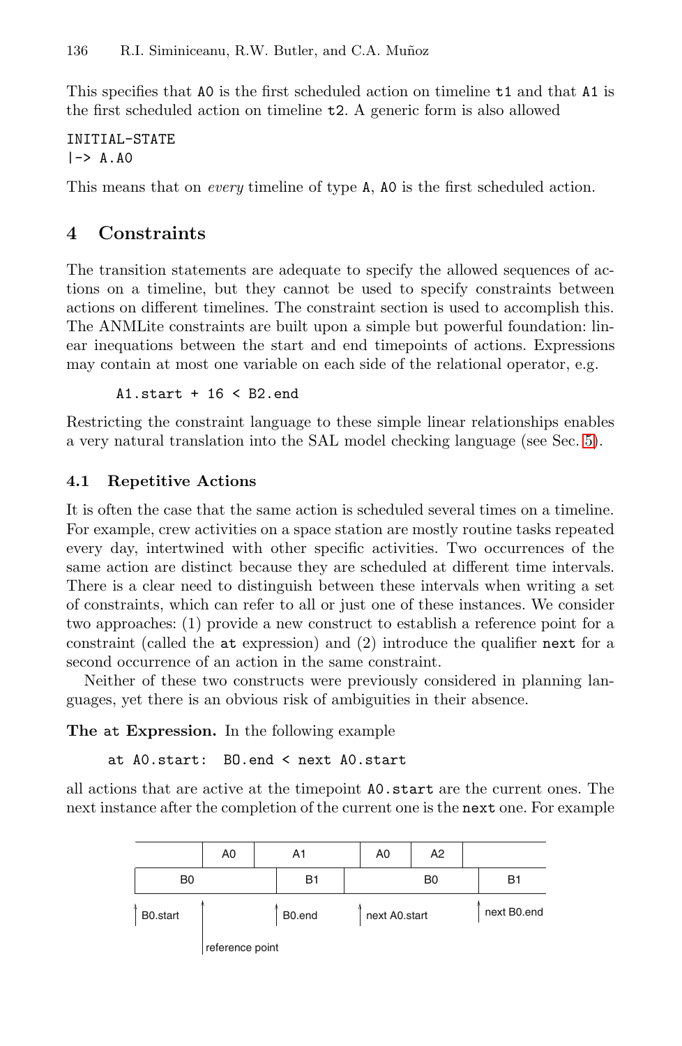This specifies that A0 is the first scheduled action on timeline t1 and that A1 is the first scheduled action on timeline t2. A generic form is also allowed

```
INITIAL-STATE
|-> A.A0
```

This means that on *every* timeline of type A, A0 is the first scheduled action.

## 4 Constraints

The transition statements are adequate to specify the allowed sequences of actions on a timeline, but they cannot be used to specify constraints between actions on different timelines. The constraint section is used to accomplish this. The ANMLite constraints are built upon a simple but powerful foundation: linear inequations between the start and end timepoints of actions. Expressions may contain at most one variable on each side of the relational operator, e.g.

```
A1.start + 16 < B2.end
```

Restricting the constraint language to these simple linear relationships enables a very natural translation into the SAL model checking language (see Sec. 5).

### 4.1 Repetitive Actions

It is often the case that the same action is scheduled several times on a timeline. For example, crew activities on a space station are mostly routine tasks repeated every day, intertwined with other specific activities. Two occurrences of the same action are distinct because they are scheduled at different time intervals. There is a clear need to distinguish between these intervals when writing a set of constraints, which can refer to all or just one of these instances. We consider two approaches: (1) provide a new construct to establish a reference point for a constraint (called the at expression) and (2) introduce the qualifier next for a second occurrence of an action in the same constraint.

Neither of these two constructs were previously considered in planning languages, yet there is an obvious risk of ambiguities in their absence.

**The at Expression.** In the following example

```
at A0.start:  B0.end < next A0.start
```

all actions that are active at the timepoint A0.start are the current ones. The next instance after the completion of the current one is the next one. For example

| | A0 | A1 | A0 | A2 | |
|---|---|---|---|---|---|
| B0 | | B1 | B0 | | B1 |

B0.start — reference point — B0.end — next A0.start — next B0.end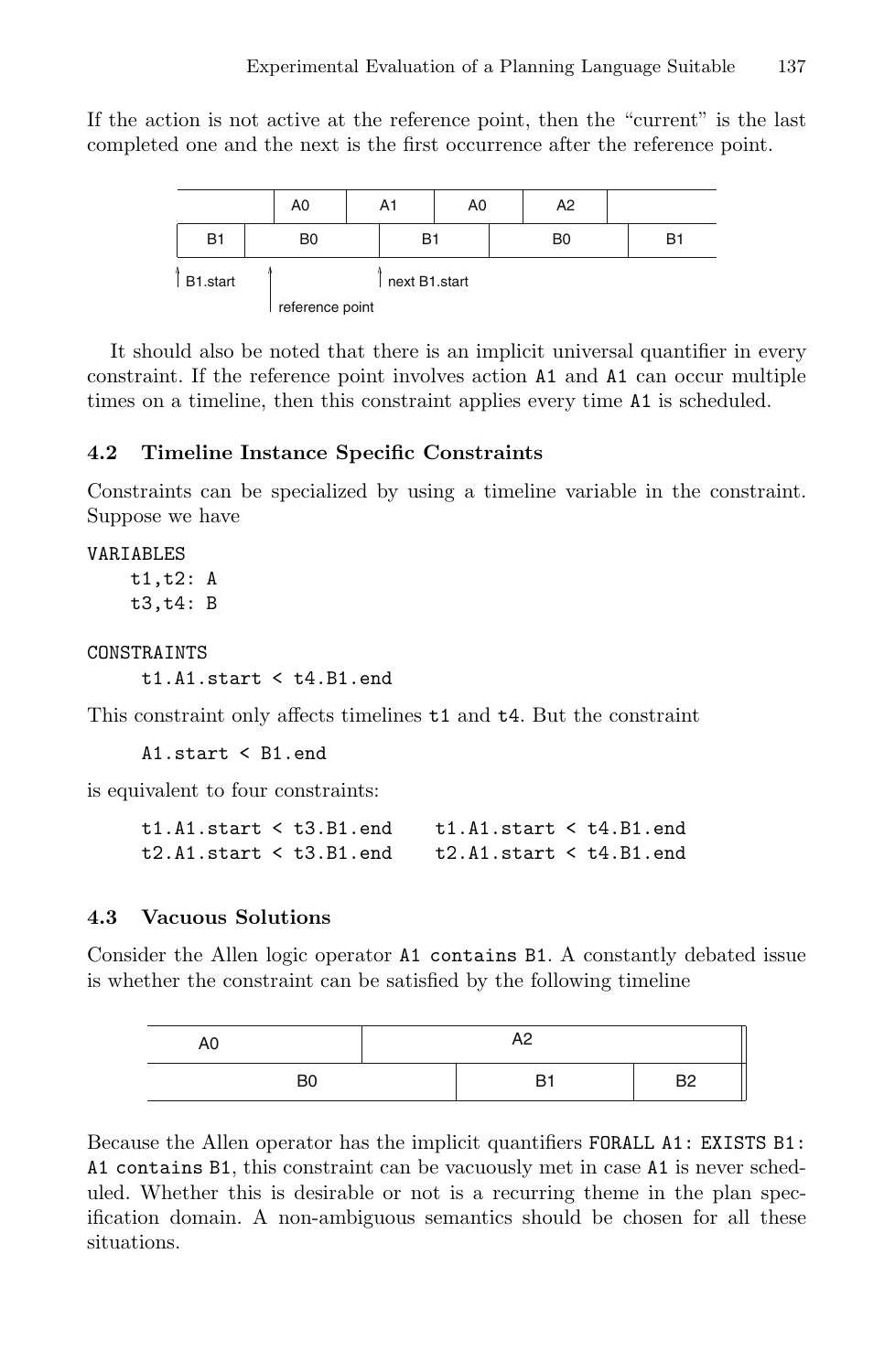If the action is not active at the reference point, then the "current" is the last completed one and the next is the first occurrence after the reference point.

It should also be noted that there is an implicit universal quantifier in every constraint. If the reference point involves action `A1` and `A1` can occur multiple times on a timeline, then this constraint applies every time `A1` is scheduled.

### 4.2 Timeline Instance Specific Constraints

Constraints can be specialized by using a timeline variable in the constraint. Suppose we have

```
VARIABLES
    t1,t2: A
    t3,t4: B

CONSTRAINTS
     t1.A1.start < t4.B1.end
```

This constraint only affects timelines `t1` and `t4`. But the constraint

```
A1.start < B1.end
```

is equivalent to four constraints:

```
t1.A1.start < t3.B1.end    t1.A1.start < t4.B1.end
t2.A1.start < t3.B1.end    t2.A1.start < t4.B1.end
```

### 4.3 Vacuous Solutions

Consider the Allen logic operator `A1 contains B1`. A constantly debated issue is whether the constraint can be satisfied by the following timeline

Because the Allen operator has the implicit quantifiers `FORALL A1: EXISTS B1: A1 contains B1`, this constraint can be vacuously met in case `A1` is never scheduled. Whether this is desirable or not is a recurring theme in the plan specification domain. A non-ambiguous semantics should be chosen for all these situations.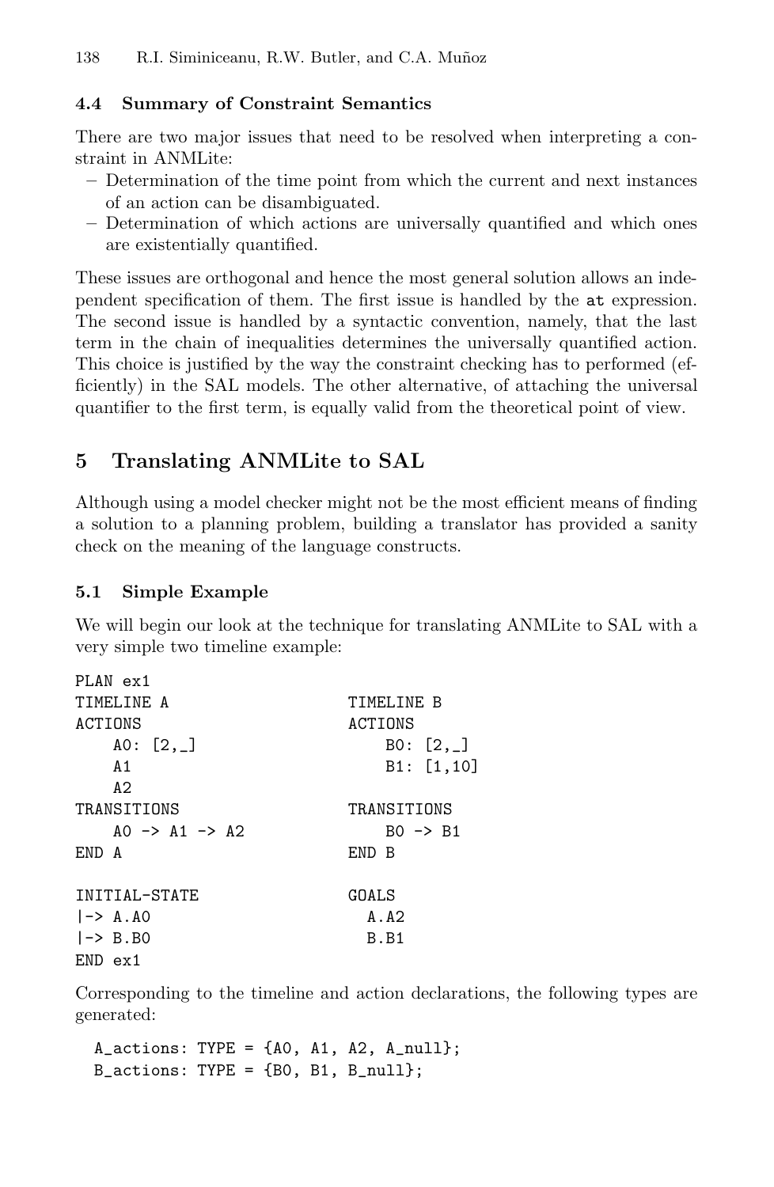### 4.4 Summary of Constraint Semantics

There are two major issues that need to be resolved when interpreting a constraint in ANMLite:

- Determination of the time point from which the current and next instances of an action can be disambiguated.
- Determination of which actions are universally quantified and which ones are existentially quantified.

These issues are orthogonal and hence the most general solution allows an independent specification of them. The first issue is handled by the `at` expression. The second issue is handled by a syntactic convention, namely, that the last term in the chain of inequalities determines the universally quantified action. This choice is justified by the way the constraint checking has to performed (efficiently) in the SAL models. The other alternative, of attaching the universal quantifier to the first term, is equally valid from the theoretical point of view.

## 5 Translating ANMLite to SAL

Although using a model checker might not be the most efficient means of finding a solution to a planning problem, building a translator has provided a sanity check on the meaning of the language constructs.

### 5.1 Simple Example

We will begin our look at the technique for translating ANMLite to SAL with a very simple two timeline example:

```
PLAN ex1
TIMELINE A                  TIMELINE B
ACTIONS                     ACTIONS
    A0: [2,_]                   B0: [2,_]
    A1                          B1: [1,10]
    A2
TRANSITIONS                 TRANSITIONS
    A0 -> A1 -> A2              B0 -> B1
END A                       END B

INITIAL-STATE               GOALS
|-> A.A0                      A.A2
|-> B.B0                      B.B1
END ex1
```

Corresponding to the timeline and action declarations, the following types are generated:

```
A_actions: TYPE = {A0, A1, A2, A_null};
B_actions: TYPE = {B0, B1, B_null};
```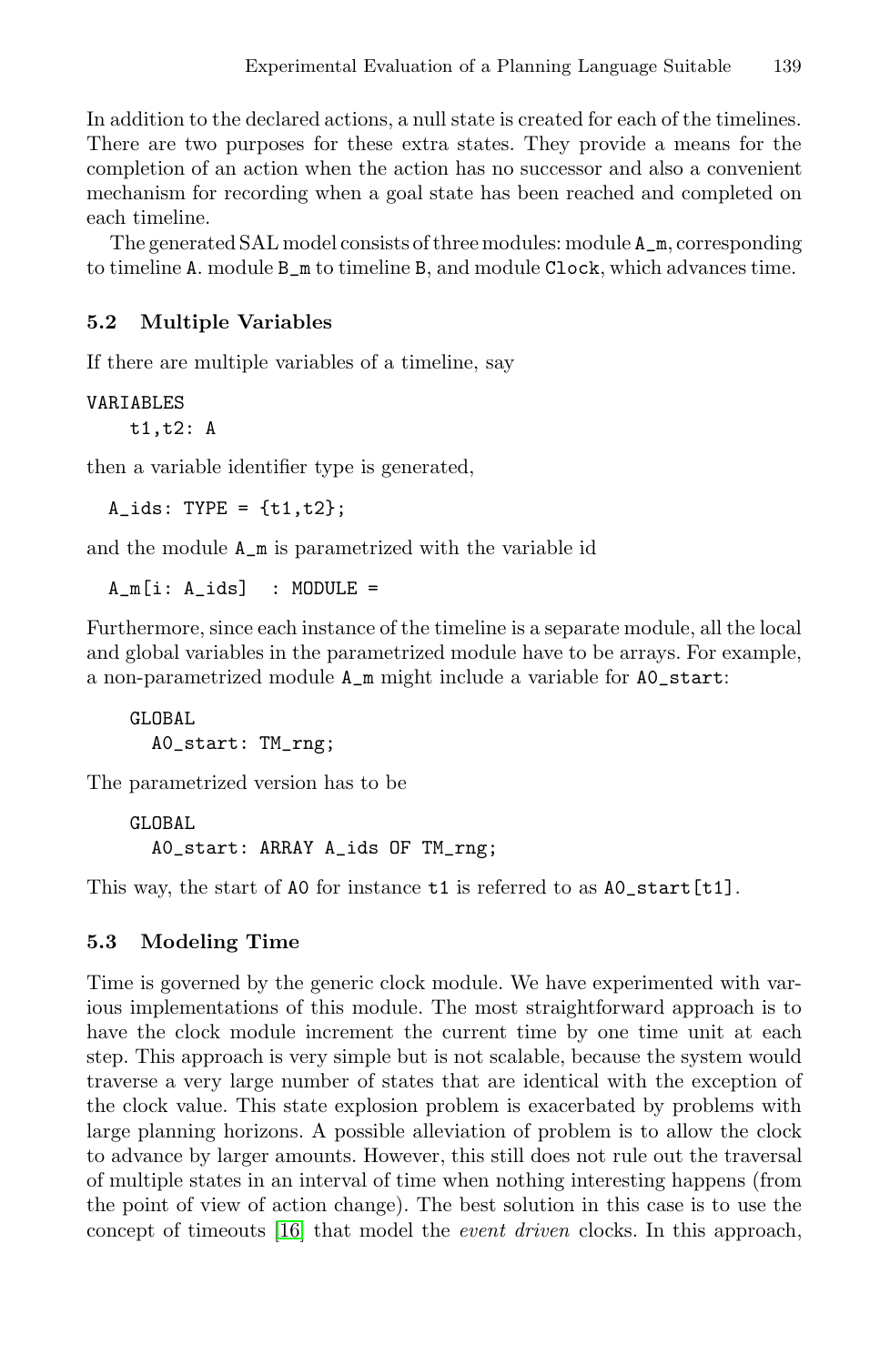In addition to the declared actions, a null state is created for each of the timelines. There are two purposes for these extra states. They provide a means for the completion of an action when the action has no successor and also a convenient mechanism for recording when a goal state has been reached and completed on each timeline.

The generated SAL model consists of three modules: module `A_m`, corresponding to timeline `A`. module `B_m` to timeline `B`, and module `Clock`, which advances time.

### 5.2 Multiple Variables

If there are multiple variables of a timeline, say

```
VARIABLES
    t1,t2: A
```

then a variable identifier type is generated,

```
A_ids: TYPE = {t1,t2};
```

and the module `A_m` is parametrized with the variable id

```
A_m[i: A_ids]  : MODULE =
```

Furthermore, since each instance of the timeline is a separate module, all the local and global variables in the parametrized module have to be arrays. For example, a non-parametrized module `A_m` might include a variable for `A0_start`:

```
GLOBAL
  A0_start: TM_rng;
```

The parametrized version has to be

```
GLOBAL
  A0_start: ARRAY A_ids OF TM_rng;
```

This way, the start of `A0` for instance `t1` is referred to as `A0_start[t1]`.

### 5.3 Modeling Time

Time is governed by the generic clock module. We have experimented with various implementations of this module. The most straightforward approach is to have the clock module increment the current time by one time unit at each step. This approach is very simple but is not scalable, because the system would traverse a very large number of states that are identical with the exception of the clock value. This state explosion problem is exacerbated by problems with large planning horizons. A possible alleviation of problem is to allow the clock to advance by larger amounts. However, this still does not rule out the traversal of multiple states in an interval of time when nothing interesting happens (from the point of view of action change). The best solution in this case is to use the concept of timeouts [16] that model the *event driven* clocks. In this approach,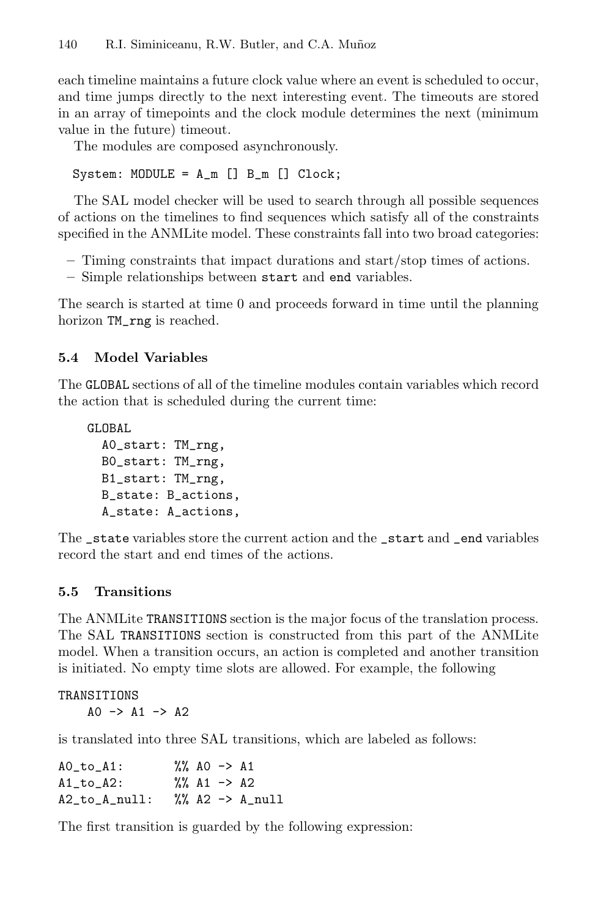each timeline maintains a future clock value where an event is scheduled to occur, and time jumps directly to the next interesting event. The timeouts are stored in an array of timepoints and the clock module determines the next (minimum value in the future) timeout.

The modules are composed asynchronously.

```
System: MODULE = A_m [] B_m [] Clock;
```

The SAL model checker will be used to search through all possible sequences of actions on the timelines to find sequences which satisfy all of the constraints specified in the ANMLite model. These constraints fall into two broad categories:

- Timing constraints that impact durations and start/stop times of actions.
- Simple relationships between `start` and `end` variables.

The search is started at time 0 and proceeds forward in time until the planning horizon `TM_rng` is reached.

### 5.4 Model Variables

The `GLOBAL` sections of all of the timeline modules contain variables which record the action that is scheduled during the current time:

```
GLOBAL
  A0_start: TM_rng,
  B0_start: TM_rng,
  B1_start: TM_rng,
  B_state: B_actions,
  A_state: A_actions,
```

The `_state` variables store the current action and the `_start` and `_end` variables record the start and end times of the actions.

### 5.5 Transitions

The ANMLite `TRANSITIONS` section is the major focus of the translation process. The SAL `TRANSITIONS` section is constructed from this part of the ANMLite model. When a transition occurs, an action is completed and another transition is initiated. No empty time slots are allowed. For example, the following

```
TRANSITIONS
    A0 -> A1 -> A2
```

is translated into three SAL transitions, which are labeled as follows:

```
A0_to_A1:       %% A0 -> A1
A1_to_A2:       %% A1 -> A2
A2_to_A_null:   %% A2 -> A_null
```

The first transition is guarded by the following expression: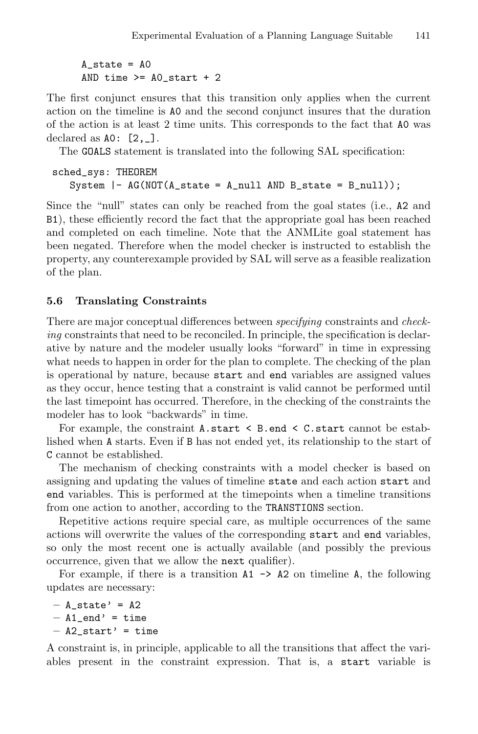```
A_state = A0
AND time >= A0_start + 2
```

The first conjunct ensures that this transition only applies when the current action on the timeline is `A0` and the second conjunct insures that the duration of the action is at least 2 time units. This corresponds to the fact that `A0` was declared as `A0: [2,_]`.

The `GOALS` statement is translated into the following SAL specification:

```
sched_sys: THEOREM
   System |- AG(NOT(A_state = A_null AND B_state = B_null));
```

Since the "null" states can only be reached from the goal states (i.e., `A2` and `B1`), these efficiently record the fact that the appropriate goal has been reached and completed on each timeline. Note that the ANMLite goal statement has been negated. Therefore when the model checker is instructed to establish the property, any counterexample provided by SAL will serve as a feasible realization of the plan.

### 5.6 Translating Constraints

There are major conceptual differences between *specifying* constraints and *checking* constraints that need to be reconciled. In principle, the specification is declarative by nature and the modeler usually looks "forward" in time in expressing what needs to happen in order for the plan to complete. The checking of the plan is operational by nature, because `start` and `end` variables are assigned values as they occur, hence testing that a constraint is valid cannot be performed until the last timepoint has occurred. Therefore, in the checking of the constraints the modeler has to look "backwards" in time.

For example, the constraint `A.start < B.end < C.start` cannot be established when `A` starts. Even if `B` has not ended yet, its relationship to the start of `C` cannot be established.

The mechanism of checking constraints with a model checker is based on assigning and updating the values of timeline `state` and each action `start` and `end` variables. This is performed at the timepoints when a timeline transitions from one action to another, according to the `TRANSTIONS` section.

Repetitive actions require special care, as multiple occurrences of the same actions will overwrite the values of the corresponding `start` and `end` variables, so only the most recent one is actually available (and possibly the previous occurrence, given that we allow the `next` qualifier).

For example, if there is a transition `A1 -> A2` on timeline `A`, the following updates are necessary:

- `A_state' = A2`
- `A1_end' = time`
- `A2_start' = time`

A constraint is, in principle, applicable to all the transitions that affect the variables present in the constraint expression. That is, a `start` variable is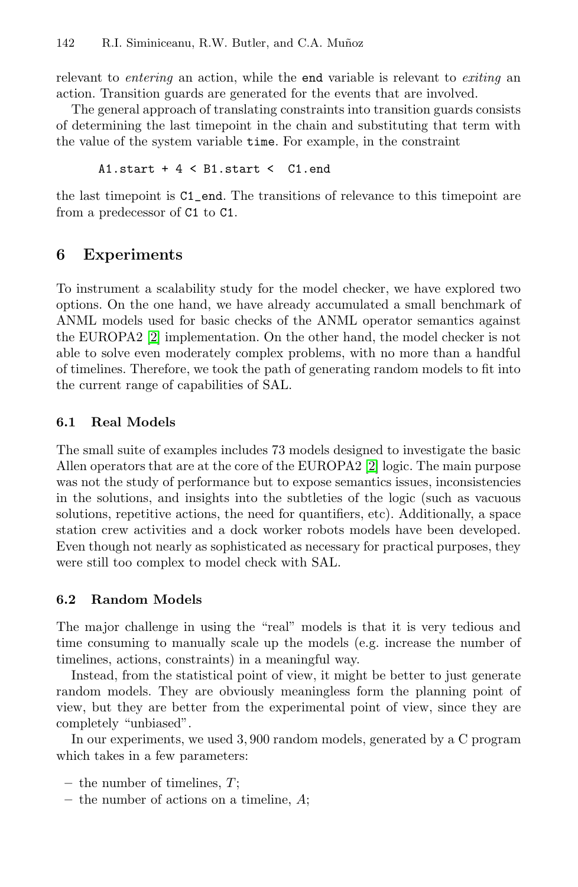relevant to *entering* an action, while the `end` variable is relevant to *exiting* an action. Transition guards are generated for the events that are involved.

The general approach of translating constraints into transition guards consists of determining the last timepoint in the chain and substituting that term with the value of the system variable `time`. For example, in the constraint

```
A1.start + 4 < B1.start <  C1.end
```

the last timepoint is `C1_end`. The transitions of relevance to this timepoint are from a predecessor of `C1` to `C1`.

## 6 Experiments

To instrument a scalability study for the model checker, we have explored two options. On the one hand, we have already accumulated a small benchmark of ANML models used for basic checks of the ANML operator semantics against the EUROPA2 [2] implementation. On the other hand, the model checker is not able to solve even moderately complex problems, with no more than a handful of timelines. Therefore, we took the path of generating random models to fit into the current range of capabilities of SAL.

### 6.1 Real Models

The small suite of examples includes 73 models designed to investigate the basic Allen operators that are at the core of the EUROPA2 [2] logic. The main purpose was not the study of performance but to expose semantics issues, inconsistencies in the solutions, and insights into the subtleties of the logic (such as vacuous solutions, repetitive actions, the need for quantifiers, etc). Additionally, a space station crew activities and a dock worker robots models have been developed. Even though not nearly as sophisticated as necessary for practical purposes, they were still too complex to model check with SAL.

### 6.2 Random Models

The major challenge in using the "real" models is that it is very tedious and time consuming to manually scale up the models (e.g. increase the number of timelines, actions, constraints) in a meaningful way.

Instead, from the statistical point of view, it might be better to just generate random models. They are obviously meaningless form the planning point of view, but they are better from the experimental point of view, since they are completely "unbiased".

In our experiments, we used 3,900 random models, generated by a C program which takes in a few parameters:

- the number of timelines, $T$;
- the number of actions on a timeline, $A$;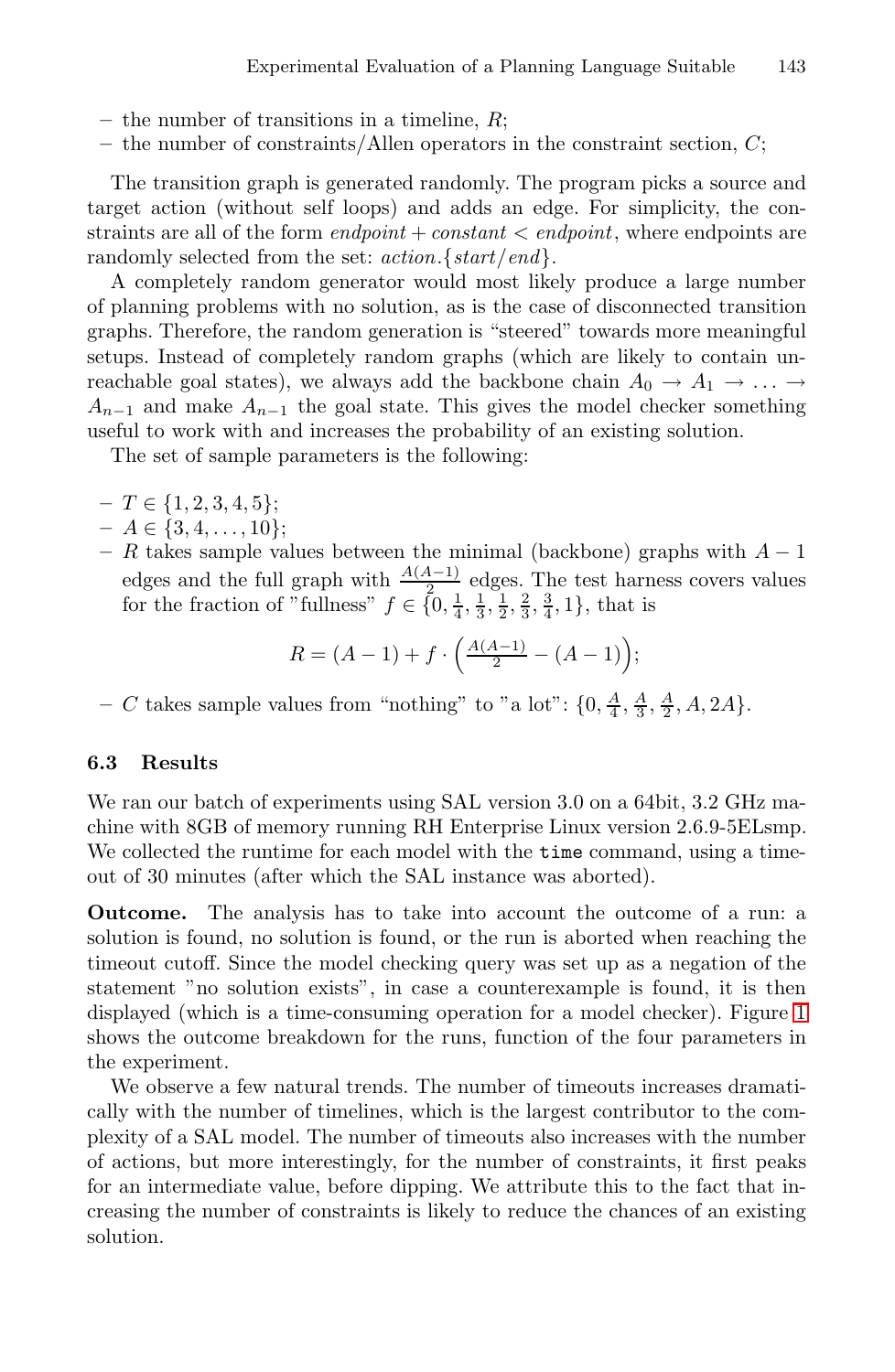- the number of transitions in a timeline, $R$;
- the number of constraints/Allen operators in the constraint section, $C$;

The transition graph is generated randomly. The program picks a source and target action (without self loops) and adds an edge. For simplicity, the constraints are all of the form $endpoint + constant < endpoint$, where endpoints are randomly selected from the set: $action.\{start/end\}$.

A completely random generator would most likely produce a large number of planning problems with no solution, as is the case of disconnected transition graphs. Therefore, the random generation is "steered" towards more meaningful setups. Instead of completely random graphs (which are likely to contain unreachable goal states), we always add the backbone chain $A_0 \rightarrow A_1 \rightarrow \ldots \rightarrow A_{n-1}$ and make $A_{n-1}$ the goal state. This gives the model checker something useful to work with and increases the probability of an existing solution.

The set of sample parameters is the following:

- $T \in \{1, 2, 3, 4, 5\}$;
- $A \in \{3, 4, \ldots, 10\}$;
- $R$ takes sample values between the minimal (backbone) graphs with $A - 1$ edges and the full graph with $\frac{A(A-1)}{2}$ edges. The test harness covers values for the fraction of "fullness" $f \in \{0, \frac{1}{4}, \frac{1}{3}, \frac{1}{2}, \frac{2}{3}, \frac{3}{4}, 1\}$, that is

$$R = (A - 1) + f \cdot \left(\frac{A(A-1)}{2} - (A - 1)\right);$$

- $C$ takes sample values from "nothing" to "a lot": $\{0, \frac{A}{4}, \frac{A}{3}, \frac{A}{2}, A, 2A\}$.

### 6.3 Results

We ran our batch of experiments using SAL version 3.0 on a 64bit, 3.2 GHz machine with 8GB of memory running RH Enterprise Linux version 2.6.9-5ELsmp. We collected the runtime for each model with the `time` command, using a timeout of 30 minutes (after which the SAL instance was aborted).

**Outcome.** The analysis has to take into account the outcome of a run: a solution is found, no solution is found, or the run is aborted when reaching the timeout cutoff. Since the model checking query was set up as a negation of the statement "no solution exists", in case a counterexample is found, it is then displayed (which is a time-consuming operation for a model checker). Figure 1 shows the outcome breakdown for the runs, function of the four parameters in the experiment.

We observe a few natural trends. The number of timeouts increases dramatically with the number of timelines, which is the largest contributor to the complexity of a SAL model. The number of timeouts also increases with the number of actions, but more interestingly, for the number of constraints, it first peaks for an intermediate value, before dipping. We attribute this to the fact that increasing the number of constraints is likely to reduce the chances of an existing solution.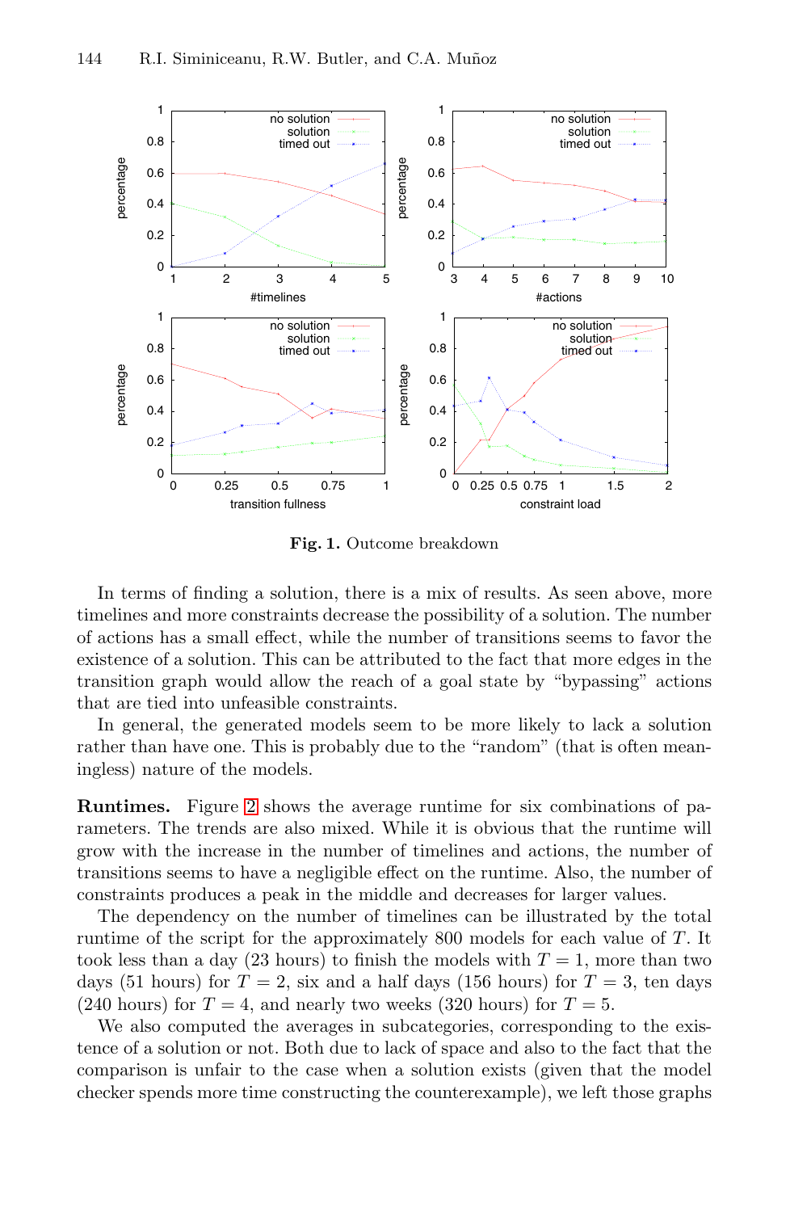Fig. 1. Outcome breakdown

In terms of finding a solution, there is a mix of results. As seen above, more timelines and more constraints decrease the possibility of a solution. The number of actions has a small effect, while the number of transitions seems to favor the existence of a solution. This can be attributed to the fact that more edges in the transition graph would allow the reach of a goal state by "bypassing" actions that are tied into unfeasible constraints.

In general, the generated models seem to be more likely to lack a solution rather than have one. This is probably due to the "random" (that is often meaningless) nature of the models.

**Runtimes.** Figure 2 shows the average runtime for six combinations of parameters. The trends are also mixed. While it is obvious that the runtime will grow with the increase in the number of timelines and actions, the number of transitions seems to have a negligible effect on the runtime. Also, the number of constraints produces a peak in the middle and decreases for larger values.

The dependency on the number of timelines can be illustrated by the total runtime of the script for the approximately 800 models for each value of $T$. It took less than a day (23 hours) to finish the models with $T = 1$, more than two days (51 hours) for $T = 2$, six and a half days (156 hours) for $T = 3$, ten days (240 hours) for $T = 4$, and nearly two weeks (320 hours) for $T = 5$.

We also computed the averages in subcategories, corresponding to the existence of a solution or not. Both due to lack of space and also to the fact that the comparison is unfair to the case when a solution exists (given that the model checker spends more time constructing the counterexample), we left those graphs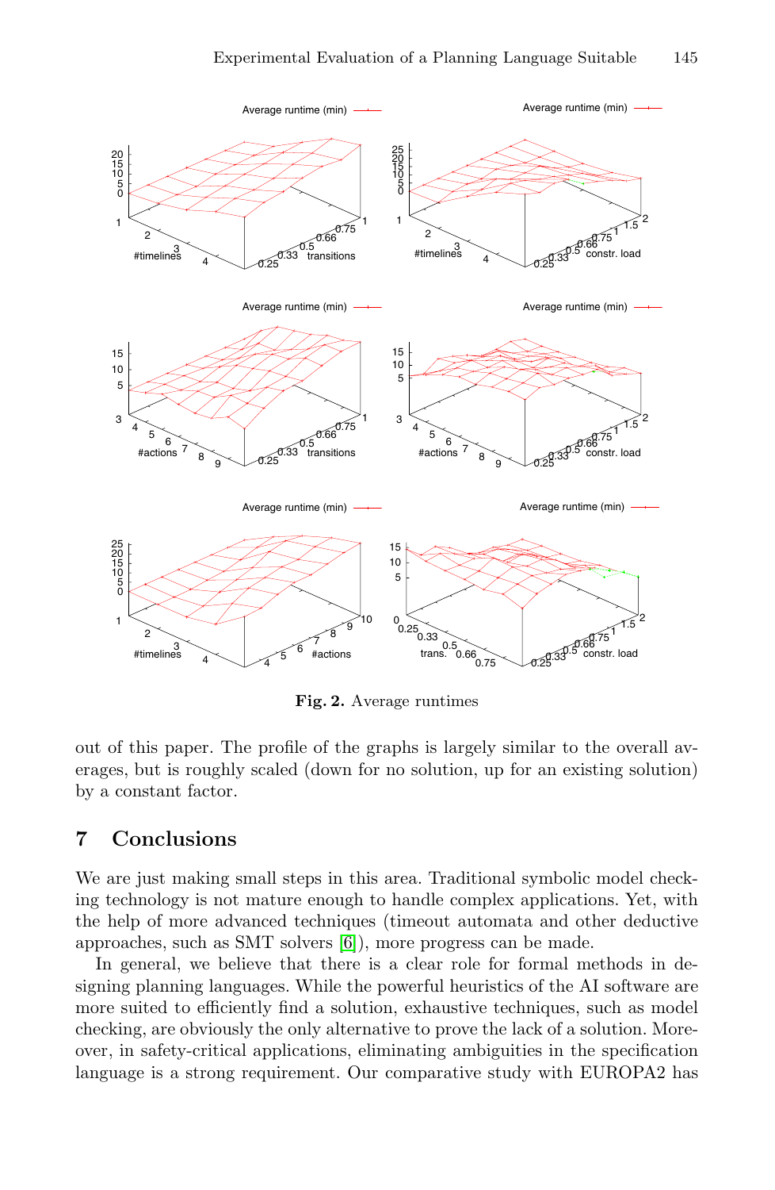**Fig. 2.** Average runtimes

out of this paper. The profile of the graphs is largely similar to the overall averages, but is roughly scaled (down for no solution, up for an existing solution) by a constant factor.

## 7 Conclusions

We are just making small steps in this area. Traditional symbolic model checking technology is not mature enough to handle complex applications. Yet, with the help of more advanced techniques (timeout automata and other deductive approaches, such as SMT solvers [6]), more progress can be made.

In general, we believe that there is a clear role for formal methods in designing planning languages. While the powerful heuristics of the AI software are more suited to efficiently find a solution, exhaustive techniques, such as model checking, are obviously the only alternative to prove the lack of a solution. Moreover, in safety-critical applications, eliminating ambiguities in the specification language is a strong requirement. Our comparative study with EUROPA2 has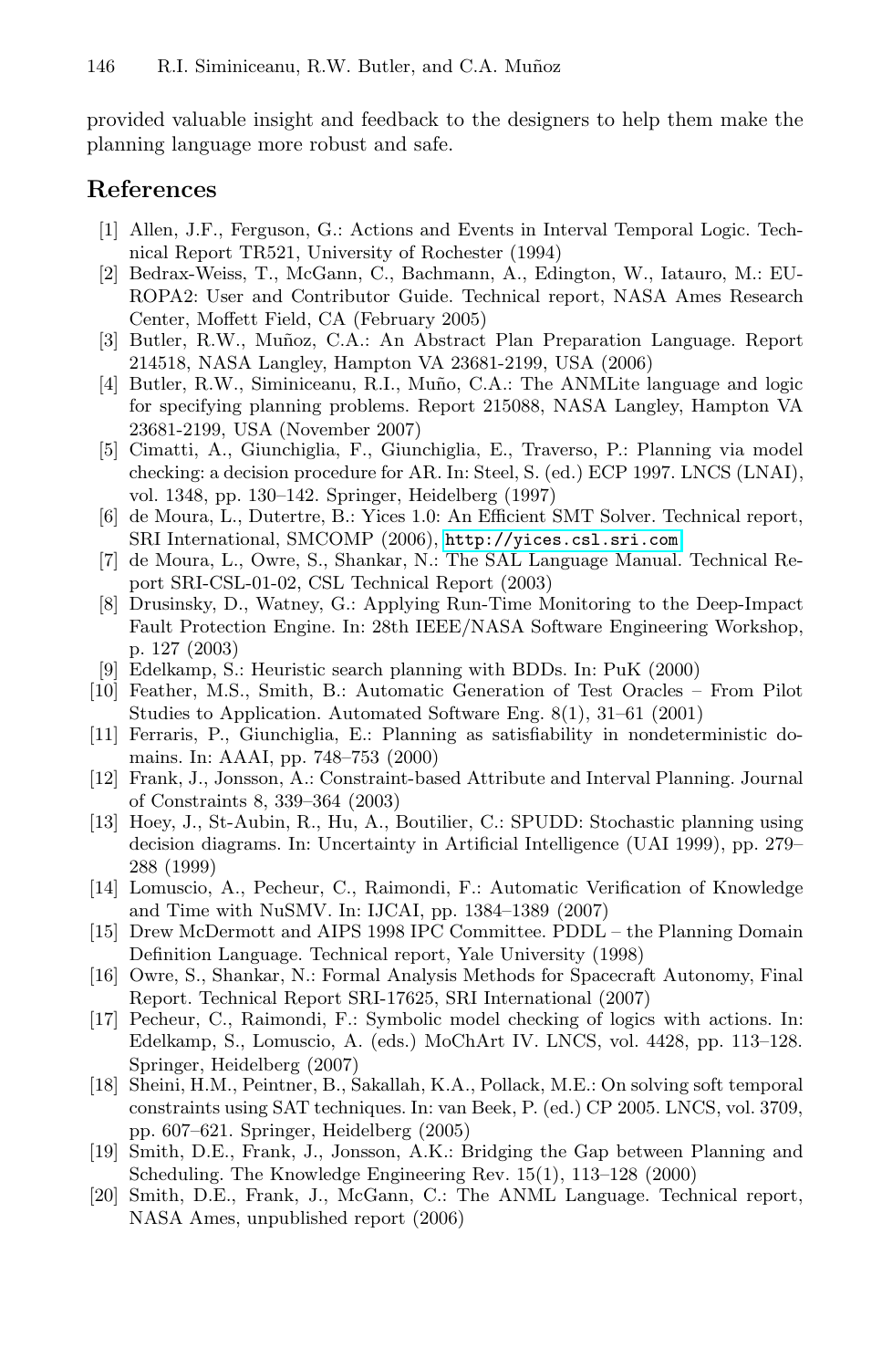provided valuable insight and feedback to the designers to help them make the planning language more robust and safe.

## References

1. Allen, J.F., Ferguson, G.: Actions and Events in Interval Temporal Logic. Technical Report TR521, University of Rochester (1994)
2. Bedrax-Weiss, T., McGann, C., Bachmann, A., Edington, W., Iatauro, M.: EUROPA2: User and Contributor Guide. Technical report, NASA Ames Research Center, Moffett Field, CA (February 2005)
3. Butler, R.W., Muñoz, C.A.: An Abstract Plan Preparation Language. Report 214518, NASA Langley, Hampton VA 23681-2199, USA (2006)
4. Butler, R.W., Siminiceanu, R.I., Muño, C.A.: The ANMLite language and logic for specifying planning problems. Report 215088, NASA Langley, Hampton VA 23681-2199, USA (November 2007)
5. Cimatti, A., Giunchiglia, F., Giunchiglia, E., Traverso, P.: Planning via model checking: a decision procedure for AR. In: Steel, S. (ed.) ECP 1997. LNCS (LNAI), vol. 1348, pp. 130–142. Springer, Heidelberg (1997)
6. de Moura, L., Dutertre, B.: Yices 1.0: An Efficient SMT Solver. Technical report, SRI International, SMCOMP (2006), http://yices.csl.sri.com
7. de Moura, L., Owre, S., Shankar, N.: The SAL Language Manual. Technical Report SRI-CSL-01-02, CSL Technical Report (2003)
8. Drusinsky, D., Watney, G.: Applying Run-Time Monitoring to the Deep-Impact Fault Protection Engine. In: 28th IEEE/NASA Software Engineering Workshop, p. 127 (2003)
9. Edelkamp, S.: Heuristic search planning with BDDs. In: PuK (2000)
10. Feather, M.S., Smith, B.: Automatic Generation of Test Oracles – From Pilot Studies to Application. Automated Software Eng. 8(1), 31–61 (2001)
11. Ferraris, P., Giunchiglia, E.: Planning as satisfiability in nondeterministic domains. In: AAAI, pp. 748–753 (2000)
12. Frank, J., Jonsson, A.: Constraint-based Attribute and Interval Planning. Journal of Constraints 8, 339–364 (2003)
13. Hoey, J., St-Aubin, R., Hu, A., Boutilier, C.: SPUDD: Stochastic planning using decision diagrams. In: Uncertainty in Artificial Intelligence (UAI 1999), pp. 279–288 (1999)
14. Lomuscio, A., Pecheur, C., Raimondi, F.: Automatic Verification of Knowledge and Time with NuSMV. In: IJCAI, pp. 1384–1389 (2007)
15. Drew McDermott and AIPS 1998 IPC Committee. PDDL – the Planning Domain Definition Language. Technical report, Yale University (1998)
16. Owre, S., Shankar, N.: Formal Analysis Methods for Spacecraft Autonomy, Final Report. Technical Report SRI-17625, SRI International (2007)
17. Pecheur, C., Raimondi, F.: Symbolic model checking of logics with actions. In: Edelkamp, S., Lomuscio, A. (eds.) MoChArt IV. LNCS, vol. 4428, pp. 113–128. Springer, Heidelberg (2007)
18. Sheini, H.M., Peintner, B., Sakallah, K.A., Pollack, M.E.: On solving soft temporal constraints using SAT techniques. In: van Beek, P. (ed.) CP 2005. LNCS, vol. 3709, pp. 607–621. Springer, Heidelberg (2005)
19. Smith, D.E., Frank, J., Jonsson, A.K.: Bridging the Gap between Planning and Scheduling. The Knowledge Engineering Rev. 15(1), 113–128 (2000)
20. Smith, D.E., Frank, J., McGann, C.: The ANML Language. Technical report, NASA Ames, unpublished report (2006)